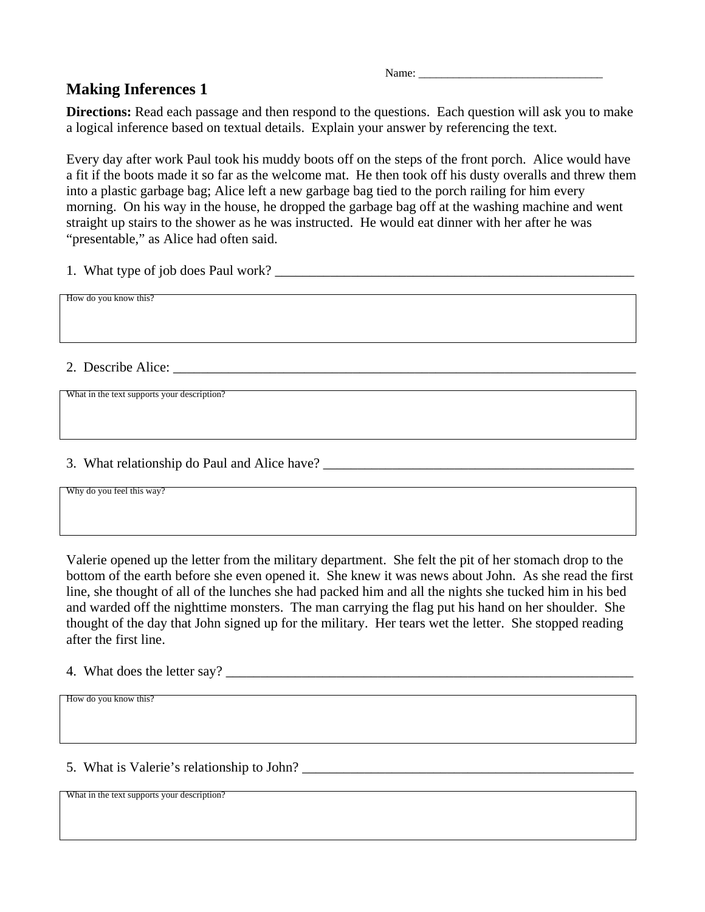Name: ________________________________

# Making Inferences 1

**Directions:** Read each passage and then respond to the questions. Each question will ask you to make a logical inference based on textual details. Explain your answer by referencing the text.

Every day after work Paul took his muddy boots off on the steps of the front porch. Alice would have a fit if the boots made it so far as the welcome mat. He then took off his dusty overalls and threw them into a plastic garbage bag; Alice left a new garbage bag tied to the porch railing for him every morning. On his way in the house, he dropped the garbage bag off at the washing machine and went straight up stairs to the shower as he was instructed. He would eat dinner with her after he was "presentable," as Alice had often said.

1. What type of job does Paul work? ______________________________________________________

How do you know this?

2. Describe Alice: _________________________________________________________________

What in the text supports your description?

3. What relationship do Paul and Alice have? _____________________________________________

Why do you feel this way?

Valerie opened up the letter from the military department. She felt the pit of her stomach drop to the bottom of the earth before she even opened it. She knew it was news about John. As she read the first line, she thought of all of the lunches she had packed him and all the nights she tucked him in his bed and warded off the nighttime monsters. The man carrying the flag put his hand on her shoulder. She thought of the day that John signed up for the military. Her tears wet the letter. She stopped reading after the first line.

4. What does the letter say? ______________________________________________________________

How do you know this?

5. What is Valerie's relationship to John? _________________________________________________

What in the text supports your description?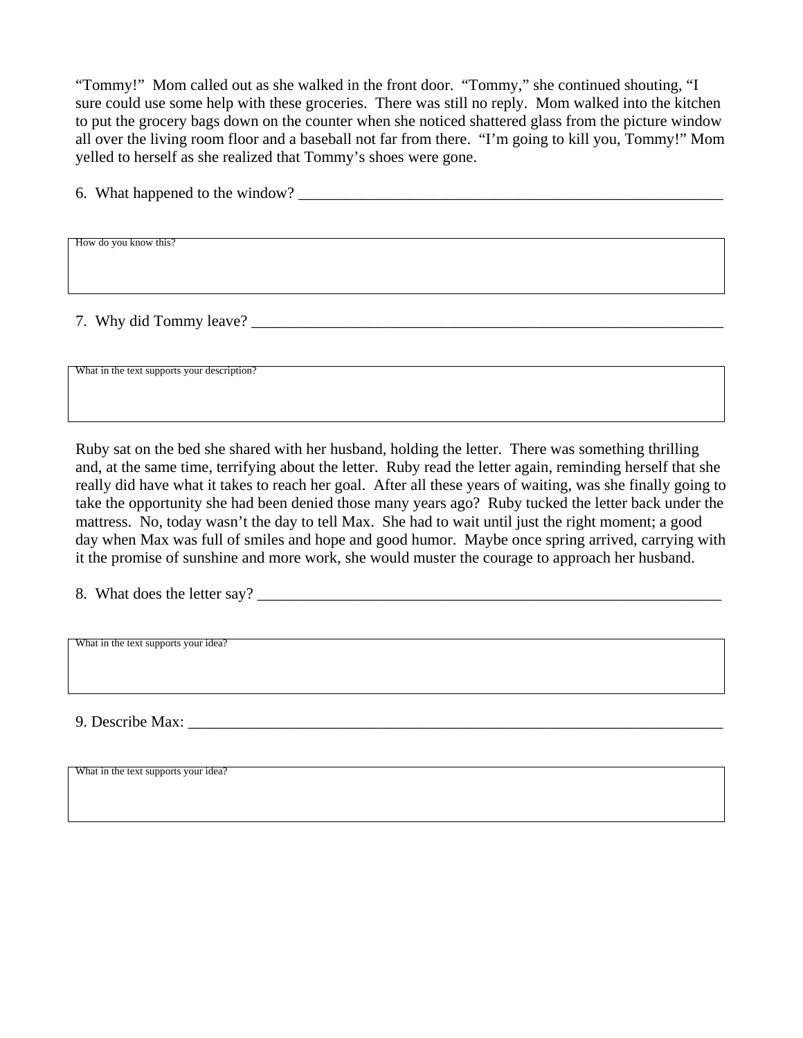"Tommy!" Mom called out as she walked in the front door. "Tommy," she continued shouting, "I sure could use some help with these groceries. There was still no reply. Mom walked into the kitchen to put the grocery bags down on the counter when she noticed shattered glass from the picture window all over the living room floor and a baseball not far from there. "I'm going to kill you, Tommy!" Mom yelled to herself as she realized that Tommy's shoes were gone.

6. What happened to the window? ________________________________________________________

How do you know this?

7. Why did Tommy leave? _________________________________________________________________

What in the text supports your description?

Ruby sat on the bed she shared with her husband, holding the letter. There was something thrilling and, at the same time, terrifying about the letter. Ruby read the letter again, reminding herself that she really did have what it takes to reach her goal. After all these years of waiting, was she finally going to take the opportunity she had been denied those many years ago? Ruby tucked the letter back under the mattress. No, today wasn't the day to tell Max. She had to wait until just the right moment; a good day when Max was full of smiles and hope and good humor. Maybe once spring arrived, carrying with it the promise of sunshine and more work, she would muster the courage to approach her husband.

8. What does the letter say? ______________________________________________________________

What in the text supports your idea?

9. Describe Max: ________________________________________________________________________

What in the text supports your idea?